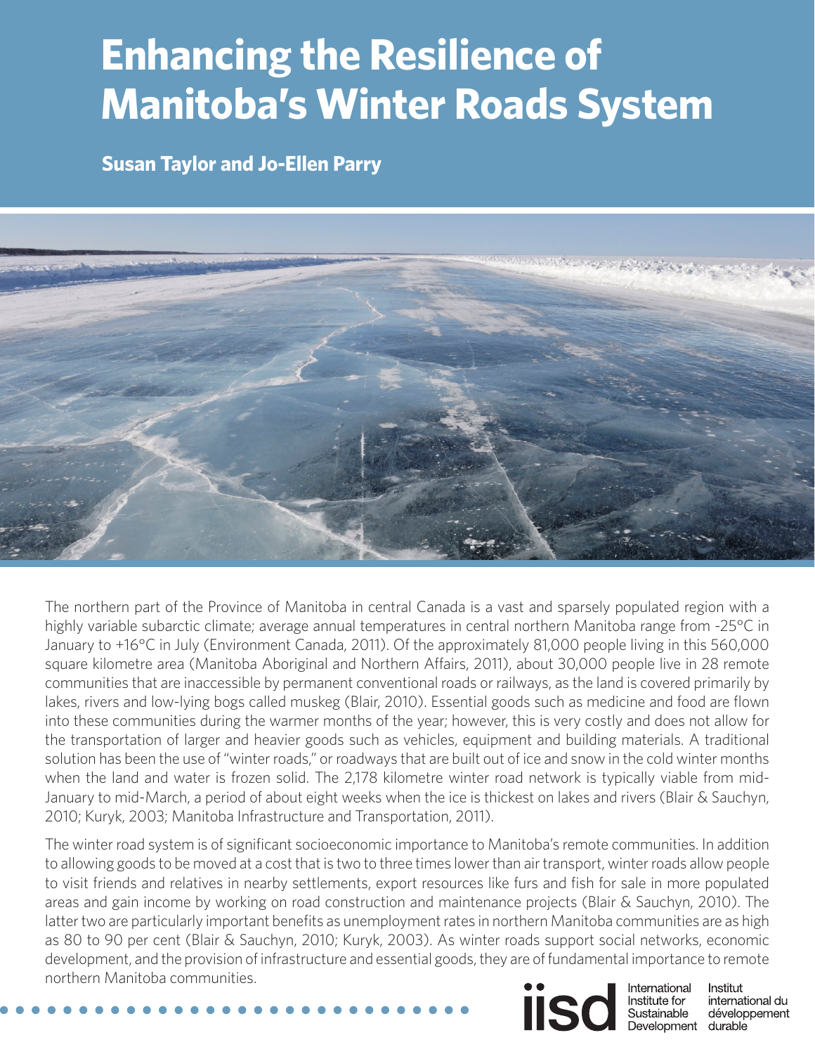# Enhancing the Resilience of Manitoba's Winter Roads System

**Susan Taylor and Jo-Ellen Parry**

The northern part of the Province of Manitoba in central Canada is a vast and sparsely populated region with a highly variable subarctic climate; average annual temperatures in central northern Manitoba range from -25°C in January to +16°C in July (Environment Canada, 2011). Of the approximately 81,000 people living in this 560,000 square kilometre area (Manitoba Aboriginal and Northern Affairs, 2011), about 30,000 people live in 28 remote communities that are inaccessible by permanent conventional roads or railways, as the land is covered primarily by lakes, rivers and low-lying bogs called muskeg (Blair, 2010). Essential goods such as medicine and food are flown into these communities during the warmer months of the year; however, this is very costly and does not allow for the transportation of larger and heavier goods such as vehicles, equipment and building materials. A traditional solution has been the use of "winter roads," or roadways that are built out of ice and snow in the cold winter months when the land and water is frozen solid. The 2,178 kilometre winter road network is typically viable from mid-January to mid-March, a period of about eight weeks when the ice is thickest on lakes and rivers (Blair & Sauchyn, 2010; Kuryk, 2003; Manitoba Infrastructure and Transportation, 2011).

The winter road system is of significant socioeconomic importance to Manitoba's remote communities. In addition to allowing goods to be moved at a cost that is two to three times lower than air transport, winter roads allow people to visit friends and relatives in nearby settlements, export resources like furs and fish for sale in more populated areas and gain income by working on road construction and maintenance projects (Blair & Sauchyn, 2010). The latter two are particularly important benefits as unemployment rates in northern Manitoba communities are as high as 80 to 90 per cent (Blair & Sauchyn, 2010; Kuryk, 2003). As winter roads support social networks, economic development, and the provision of infrastructure and essential goods, they are of fundamental importance to remote northern Manitoba communities.

iisd International Institute for Sustainable Development | Institut international du développement durable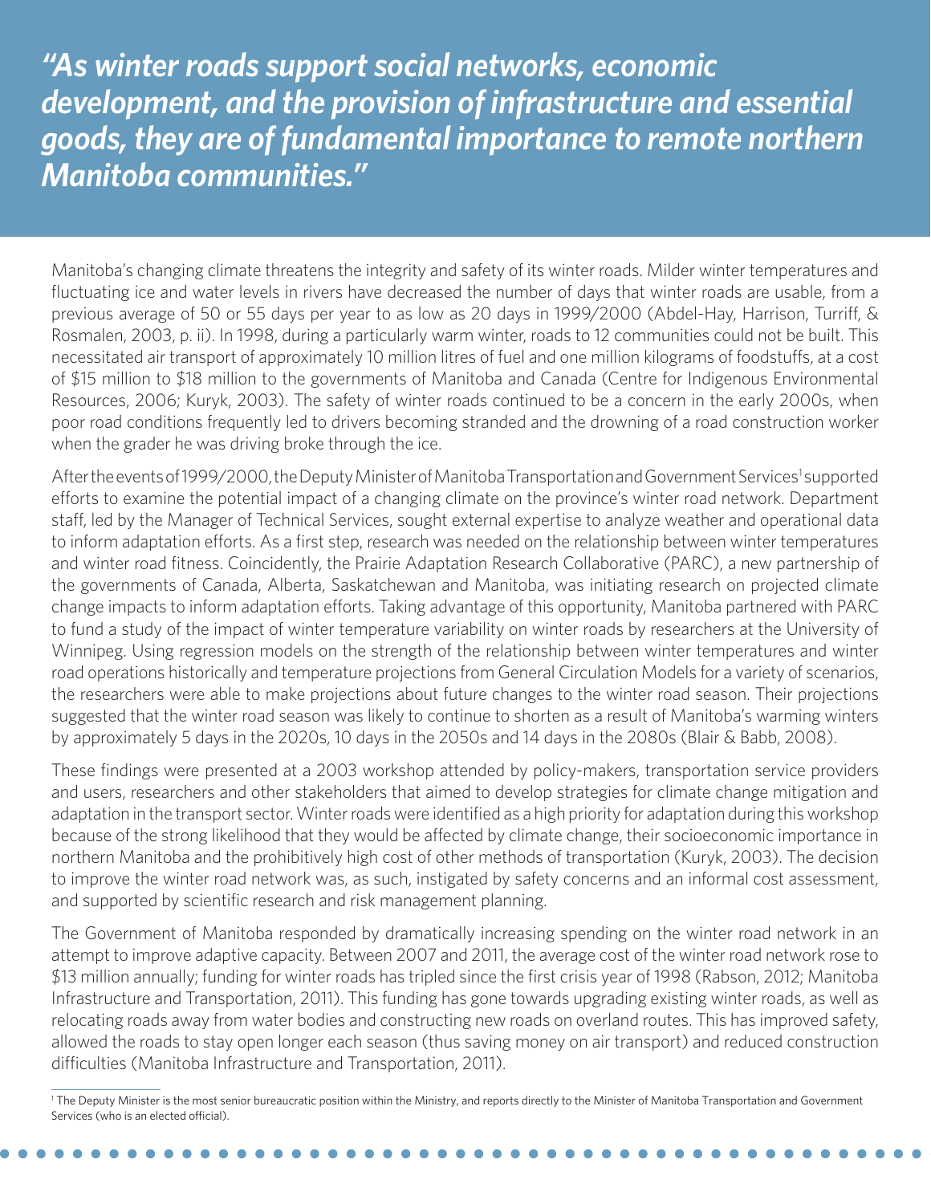***"As winter roads support social networks, economic development, and the provision of infrastructure and essential goods, they are of fundamental importance to remote northern Manitoba communities."***

Manitoba's changing climate threatens the integrity and safety of its winter roads. Milder winter temperatures and fluctuating ice and water levels in rivers have decreased the number of days that winter roads are usable, from a previous average of 50 or 55 days per year to as low as 20 days in 1999/2000 (Abdel-Hay, Harrison, Turriff, & Rosmalen, 2003, p. ii). In 1998, during a particularly warm winter, roads to 12 communities could not be built. This necessitated air transport of approximately 10 million litres of fuel and one million kilograms of foodstuffs, at a cost of $15 million to $18 million to the governments of Manitoba and Canada (Centre for Indigenous Environmental Resources, 2006; Kuryk, 2003). The safety of winter roads continued to be a concern in the early 2000s, when poor road conditions frequently led to drivers becoming stranded and the drowning of a road construction worker when the grader he was driving broke through the ice.

After the events of 1999/2000, the Deputy Minister of Manitoba Transportation and Government Services[1] supported efforts to examine the potential impact of a changing climate on the province's winter road network. Department staff, led by the Manager of Technical Services, sought external expertise to analyze weather and operational data to inform adaptation efforts. As a first step, research was needed on the relationship between winter temperatures and winter road fitness. Coincidently, the Prairie Adaptation Research Collaborative (PARC), a new partnership of the governments of Canada, Alberta, Saskatchewan and Manitoba, was initiating research on projected climate change impacts to inform adaptation efforts. Taking advantage of this opportunity, Manitoba partnered with PARC to fund a study of the impact of winter temperature variability on winter roads by researchers at the University of Winnipeg. Using regression models on the strength of the relationship between winter temperatures and winter road operations historically and temperature projections from General Circulation Models for a variety of scenarios, the researchers were able to make projections about future changes to the winter road season. Their projections suggested that the winter road season was likely to continue to shorten as a result of Manitoba's warming winters by approximately 5 days in the 2020s, 10 days in the 2050s and 14 days in the 2080s (Blair & Babb, 2008).

These findings were presented at a 2003 workshop attended by policy-makers, transportation service providers and users, researchers and other stakeholders that aimed to develop strategies for climate change mitigation and adaptation in the transport sector. Winter roads were identified as a high priority for adaptation during this workshop because of the strong likelihood that they would be affected by climate change, their socioeconomic importance in northern Manitoba and the prohibitively high cost of other methods of transportation (Kuryk, 2003). The decision to improve the winter road network was, as such, instigated by safety concerns and an informal cost assessment, and supported by scientific research and risk management planning.

The Government of Manitoba responded by dramatically increasing spending on the winter road network in an attempt to improve adaptive capacity. Between 2007 and 2011, the average cost of the winter road network rose to $13 million annually; funding for winter roads has tripled since the first crisis year of 1998 (Rabson, 2012; Manitoba Infrastructure and Transportation, 2011). This funding has gone towards upgrading existing winter roads, as well as relocating roads away from water bodies and constructing new roads on overland routes. This has improved safety, allowed the roads to stay open longer each season (thus saving money on air transport) and reduced construction difficulties (Manitoba Infrastructure and Transportation, 2011).

[1] The Deputy Minister is the most senior bureaucratic position within the Ministry, and reports directly to the Minister of Manitoba Transportation and Government Services (who is an elected official).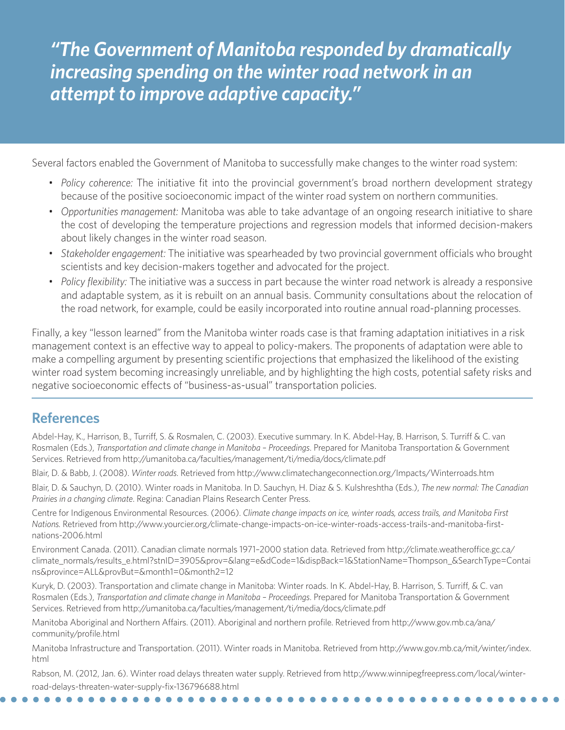> ***"The Government of Manitoba responded by dramatically increasing spending on the winter road network in an attempt to improve adaptive capacity."***

Several factors enabled the Government of Manitoba to successfully make changes to the winter road system:

- *Policy coherence:* The initiative fit into the provincial government's broad northern development strategy because of the positive socioeconomic impact of the winter road system on northern communities.
- *Opportunities management:* Manitoba was able to take advantage of an ongoing research initiative to share the cost of developing the temperature projections and regression models that informed decision-makers about likely changes in the winter road season.
- *Stakeholder engagement:* The initiative was spearheaded by two provincial government officials who brought scientists and key decision-makers together and advocated for the project.
- *Policy flexibility:* The initiative was a success in part because the winter road network is already a responsive and adaptable system, as it is rebuilt on an annual basis. Community consultations about the relocation of the road network, for example, could be easily incorporated into routine annual road-planning processes.

Finally, a key "lesson learned" from the Manitoba winter roads case is that framing adaptation initiatives in a risk management context is an effective way to appeal to policy-makers. The proponents of adaptation were able to make a compelling argument by presenting scientific projections that emphasized the likelihood of the existing winter road system becoming increasingly unreliable, and by highlighting the high costs, potential safety risks and negative socioeconomic effects of "business-as-usual" transportation policies.

## References

Abdel-Hay, K., Harrison, B., Turriff, S. & Rosmalen, C. (2003). Executive summary. In K. Abdel-Hay, B. Harrison, S. Turriff & C. van Rosmalen (Eds.), *Transportation and climate change in Manitoba – Proceedings*. Prepared for Manitoba Transportation & Government Services. Retrieved from http://umanitoba.ca/faculties/management/ti/media/docs/climate.pdf

Blair, D. & Babb, J. (2008). *Winter roads*. Retrieved from http://www.climatechangeconnection.org/Impacts/Winterroads.htm

Blair, D. & Sauchyn, D. (2010). Winter roads in Manitoba. In D. Sauchyn, H. Diaz & S. Kulshreshtha (Eds.), *The new normal: The Canadian Prairies in a changing climate*. Regina: Canadian Plains Research Center Press.

Centre for Indigenous Environmental Resources. (2006). *Climate change impacts on ice, winter roads, access trails, and Manitoba First Nations.* Retrieved from http://www.yourcier.org/climate-change-impacts-on-ice-winter-roads-access-trails-and-manitoba-first-nations-2006.html

Environment Canada. (2011). Canadian climate normals 1971–2000 station data. Retrieved from http://climate.weatheroffice.gc.ca/climate_normals/results_e.html?stnID=3905&prov=&lang=e&dCode=1&dispBack=1&StationName=Thompson_&SearchType=Contains&province=ALL&provBut=&month1=0&month2=12

Kuryk, D. (2003). Transportation and climate change in Manitoba: Winter roads. In K. Abdel-Hay, B. Harrison, S. Turriff, & C. van Rosmalen (Eds.), *Transportation and climate change in Manitoba – Proceedings*. Prepared for Manitoba Transportation & Government Services. Retrieved from http://umanitoba.ca/faculties/management/ti/media/docs/climate.pdf

Manitoba Aboriginal and Northern Affairs. (2011). Aboriginal and northern profile. Retrieved from http://www.gov.mb.ca/ana/community/profile.html

Manitoba Infrastructure and Transportation. (2011). Winter roads in Manitoba. Retrieved from http://www.gov.mb.ca/mit/winter/index.html

Rabson, M. (2012, Jan. 6). Winter road delays threaten water supply. Retrieved from http://www.winnipegfreepress.com/local/winter-road-delays-threaten-water-supply-fix-136796688.html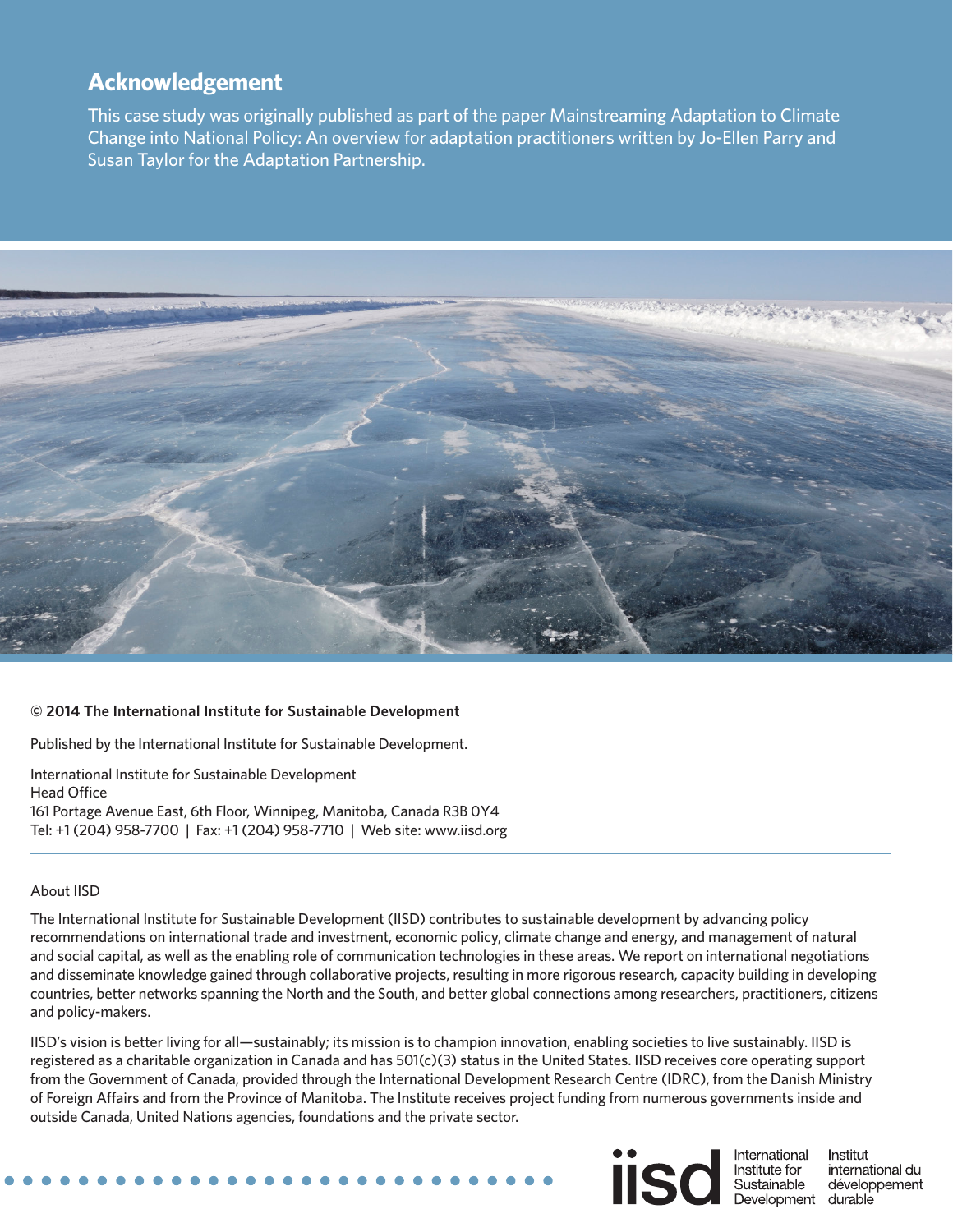## Acknowledgement

This case study was originally published as part of the paper Mainstreaming Adaptation to Climate Change into National Policy: An overview for adaptation practitioners written by Jo-Ellen Parry and Susan Taylor for the Adaptation Partnership.

**© 2014 The International Institute for Sustainable Development**

Published by the International Institute for Sustainable Development.

International Institute for Sustainable Development
Head Office
161 Portage Avenue East, 6th Floor, Winnipeg, Manitoba, Canada R3B 0Y4
Tel: +1 (204) 958-7700 | Fax: +1 (204) 958-7710 | Web site: www.iisd.org

About IISD

The International Institute for Sustainable Development (IISD) contributes to sustainable development by advancing policy recommendations on international trade and investment, economic policy, climate change and energy, and management of natural and social capital, as well as the enabling role of communication technologies in these areas. We report on international negotiations and disseminate knowledge gained through collaborative projects, resulting in more rigorous research, capacity building in developing countries, better networks spanning the North and the South, and better global connections among researchers, practitioners, citizens and policy-makers.

IISD's vision is better living for all—sustainably; its mission is to champion innovation, enabling societies to live sustainably. IISD is registered as a charitable organization in Canada and has 501(c)(3) status in the United States. IISD receives core operating support from the Government of Canada, provided through the International Development Research Centre (IDRC), from the Danish Ministry of Foreign Affairs and from the Province of Manitoba. The Institute receives project funding from numerous governments inside and outside Canada, United Nations agencies, foundations and the private sector.

iisd International Institute for Sustainable Development | Institut international du développement durable